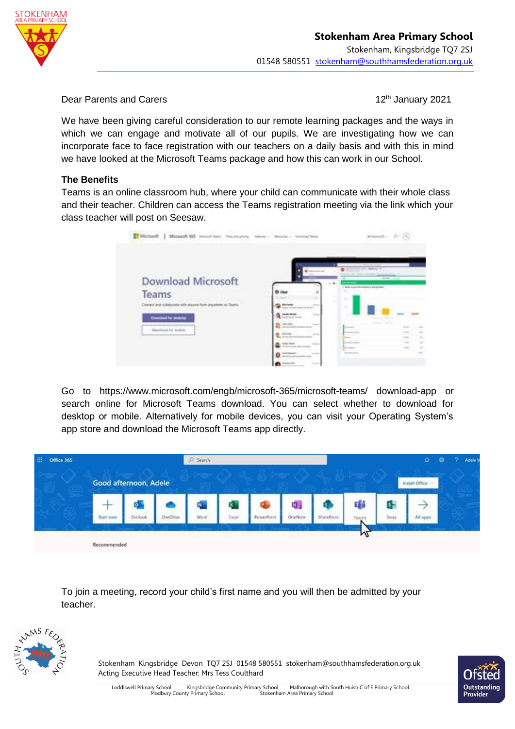**Stokenham Area Primary School**
Stokenham, Kingsbridge TQ7 2SJ
01548 580551 stokenham@southhamsfederation.org.uk

Dear Parents and Carers

12th January 2021

We have been giving careful consideration to our remote learning packages and the ways in which we can engage and motivate all of our pupils. We are investigating how we can incorporate face to face registration with our teachers on a daily basis and with this in mind we have looked at the Microsoft Teams package and how this can work in our School.

**The Benefits**

Teams is an online classroom hub, where your child can communicate with their whole class and their teacher. Children can access the Teams registration meeting via the link which your class teacher will post on Seesaw.

Go to https://www.microsoft.com/engb/microsoft-365/microsoft-teams/ download-app or search online for Microsoft Teams download. You can select whether to download for desktop or mobile. Alternatively for mobile devices, you can visit your Operating System's app store and download the Microsoft Teams app directly.

To join a meeting, record your child's first name and you will then be admitted by your teacher.

Stokenham Kingsbridge Devon TQ7 2SJ 01548 580551 stokenham@southhamsfederation.org.uk
Acting Executive Head Teacher: Mrs Tess Coulthard

Loddiswell Primary School Kingsbridge Community Primary School Malborough with South Huish C of E Primary School Modbury County Primary School Stokenham Area Primary School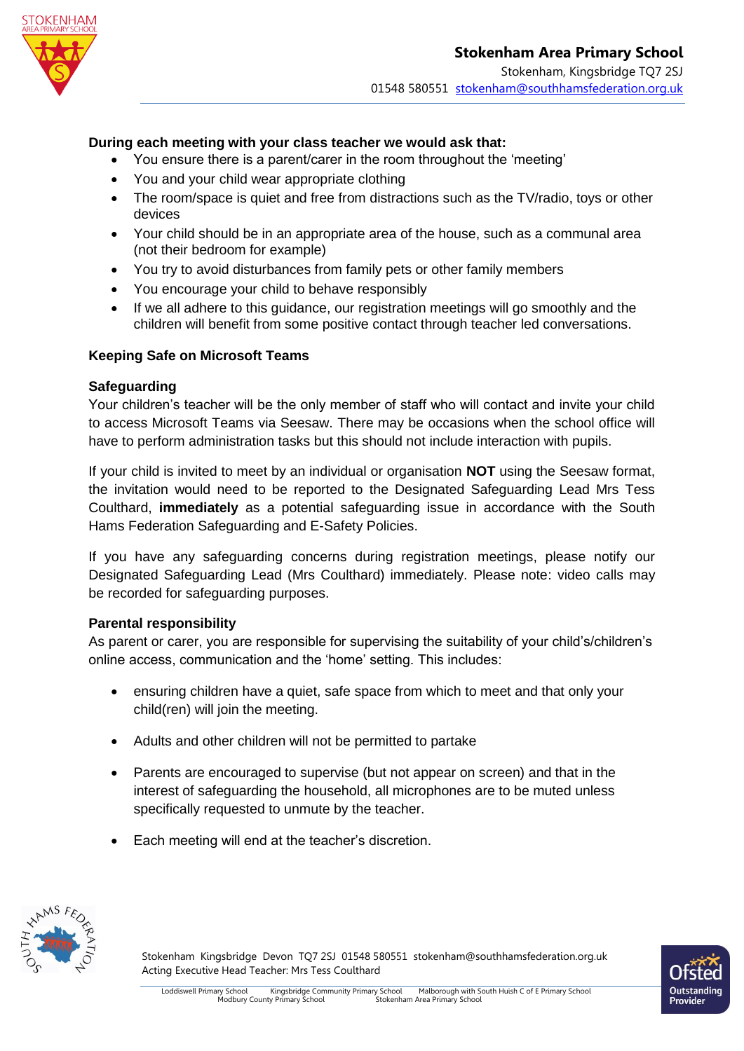**During each meeting with your class teacher we would ask that:**

- You ensure there is a parent/carer in the room throughout the 'meeting'
- You and your child wear appropriate clothing
- The room/space is quiet and free from distractions such as the TV/radio, toys or other devices
- Your child should be in an appropriate area of the house, such as a communal area (not their bedroom for example)
- You try to avoid disturbances from family pets or other family members
- You encourage your child to behave responsibly
- If we all adhere to this guidance, our registration meetings will go smoothly and the children will benefit from some positive contact through teacher led conversations.

## Keeping Safe on Microsoft Teams

### Safeguarding

Your children's teacher will be the only member of staff who will contact and invite your child to access Microsoft Teams via Seesaw. There may be occasions when the school office will have to perform administration tasks but this should not include interaction with pupils.

If your child is invited to meet by an individual or organisation **NOT** using the Seesaw format, the invitation would need to be reported to the Designated Safeguarding Lead Mrs Tess Coulthard, **immediately** as a potential safeguarding issue in accordance with the South Hams Federation Safeguarding and E-Safety Policies.

If you have any safeguarding concerns during registration meetings, please notify our Designated Safeguarding Lead (Mrs Coulthard) immediately. Please note: video calls may be recorded for safeguarding purposes.

### Parental responsibility

As parent or carer, you are responsible for supervising the suitability of your child's/children's online access, communication and the 'home' setting. This includes:

- ensuring children have a quiet, safe space from which to meet and that only your child(ren) will join the meeting.
- Adults and other children will not be permitted to partake
- Parents are encouraged to supervise (but not appear on screen) and that in the interest of safeguarding the household, all microphones are to be muted unless specifically requested to unmute by the teacher.
- Each meeting will end at the teacher's discretion.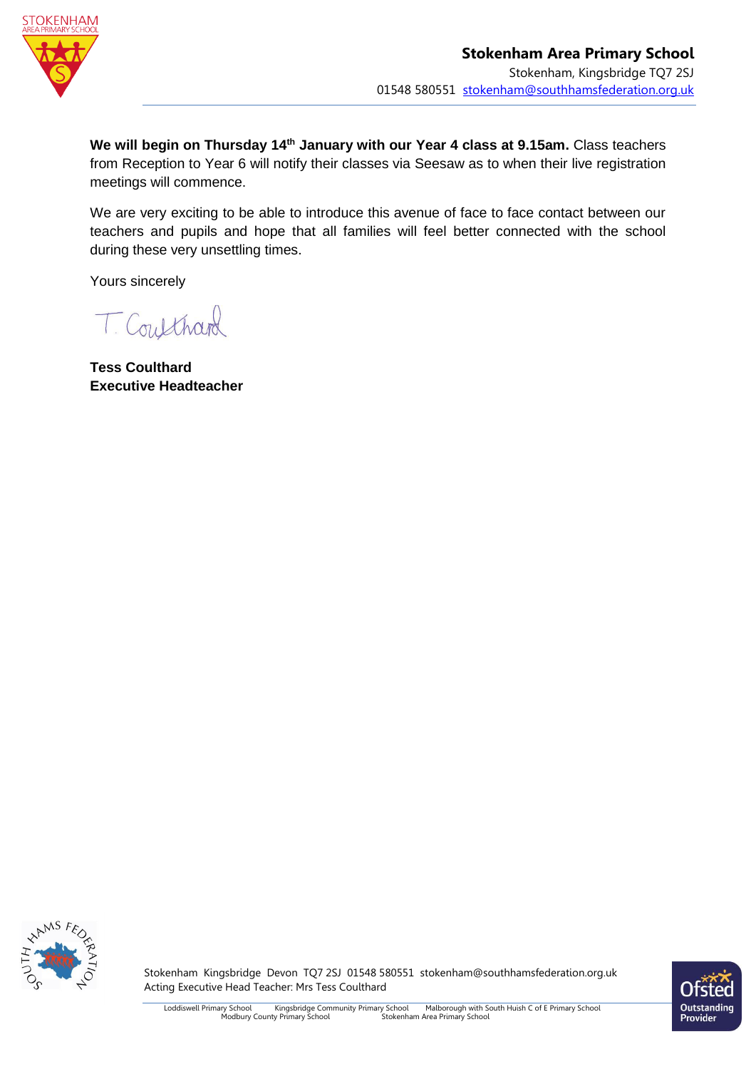**We will begin on Thursday 14th January with our Year 4 class at 9.15am.** Class teachers from Reception to Year 6 will notify their classes via Seesaw as to when their live registration meetings will commence.

We are very exciting to be able to introduce this avenue of face to face contact between our teachers and pupils and hope that all families will feel better connected with the school during these very unsettling times.

Yours sincerely

T. Coulthard

**Tess Coulthard**
**Executive Headteacher**